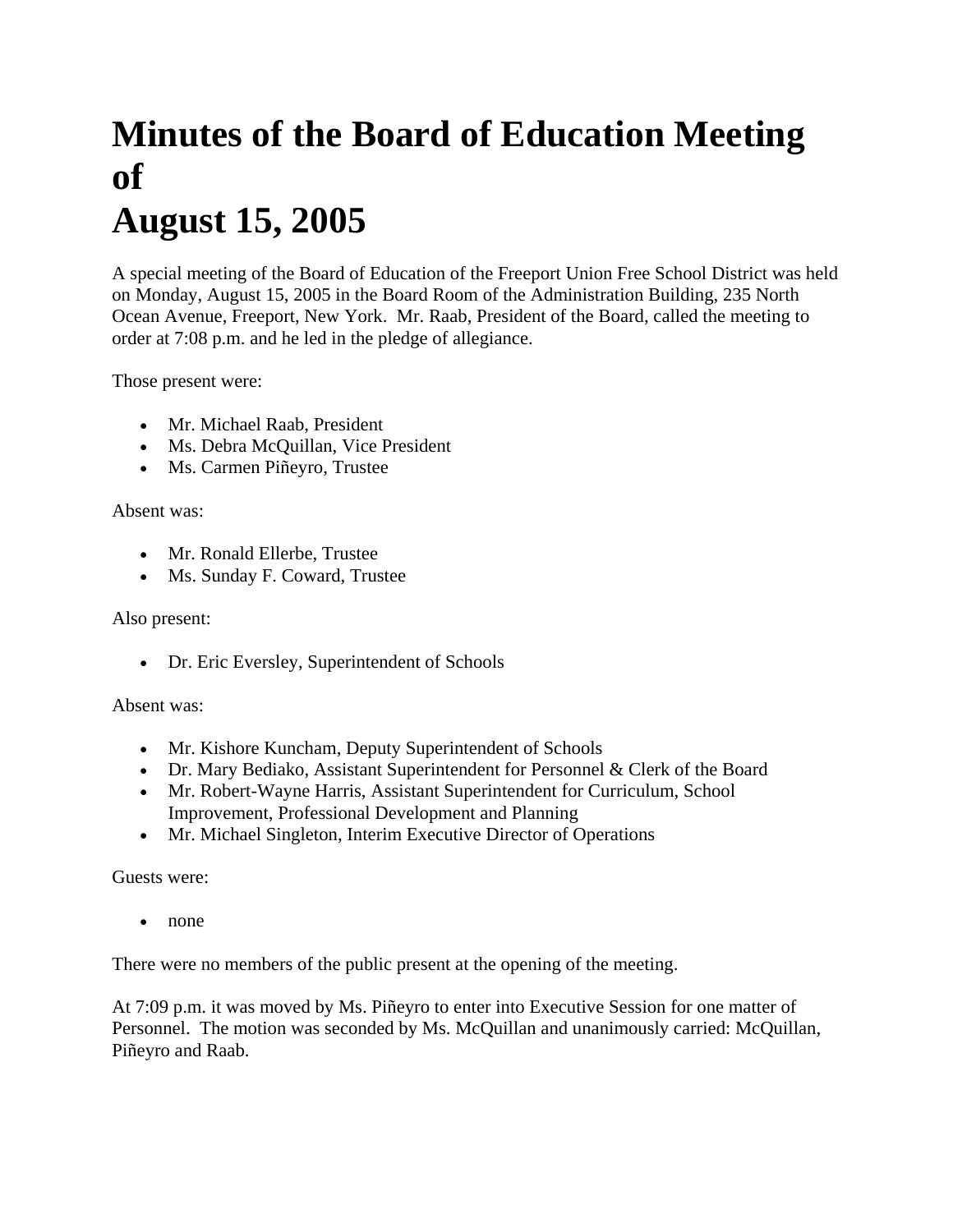# Minutes of the Board of Education Meeting of August 15, 2005

A special meeting of the Board of Education of the Freeport Union Free School District was held on Monday, August 15, 2005 in the Board Room of the Administration Building, 235 North Ocean Avenue, Freeport, New York. Mr. Raab, President of the Board, called the meeting to order at 7:08 p.m. and he led in the pledge of allegiance.

Those present were:

- Mr. Michael Raab, President
- Ms. Debra McQuillan, Vice President
- Ms. Carmen Piñeyro, Trustee

Absent was:

- Mr. Ronald Ellerbe, Trustee
- Ms. Sunday F. Coward, Trustee

Also present:

- Dr. Eric Eversley, Superintendent of Schools

Absent was:

- Mr. Kishore Kuncham, Deputy Superintendent of Schools
- Dr. Mary Bediako, Assistant Superintendent for Personnel & Clerk of the Board
- Mr. Robert-Wayne Harris, Assistant Superintendent for Curriculum, School Improvement, Professional Development and Planning
- Mr. Michael Singleton, Interim Executive Director of Operations

Guests were:

- none

There were no members of the public present at the opening of the meeting.

At 7:09 p.m. it was moved by Ms. Piñeyro to enter into Executive Session for one matter of Personnel. The motion was seconded by Ms. McQuillan and unanimously carried: McQuillan, Piñeyro and Raab.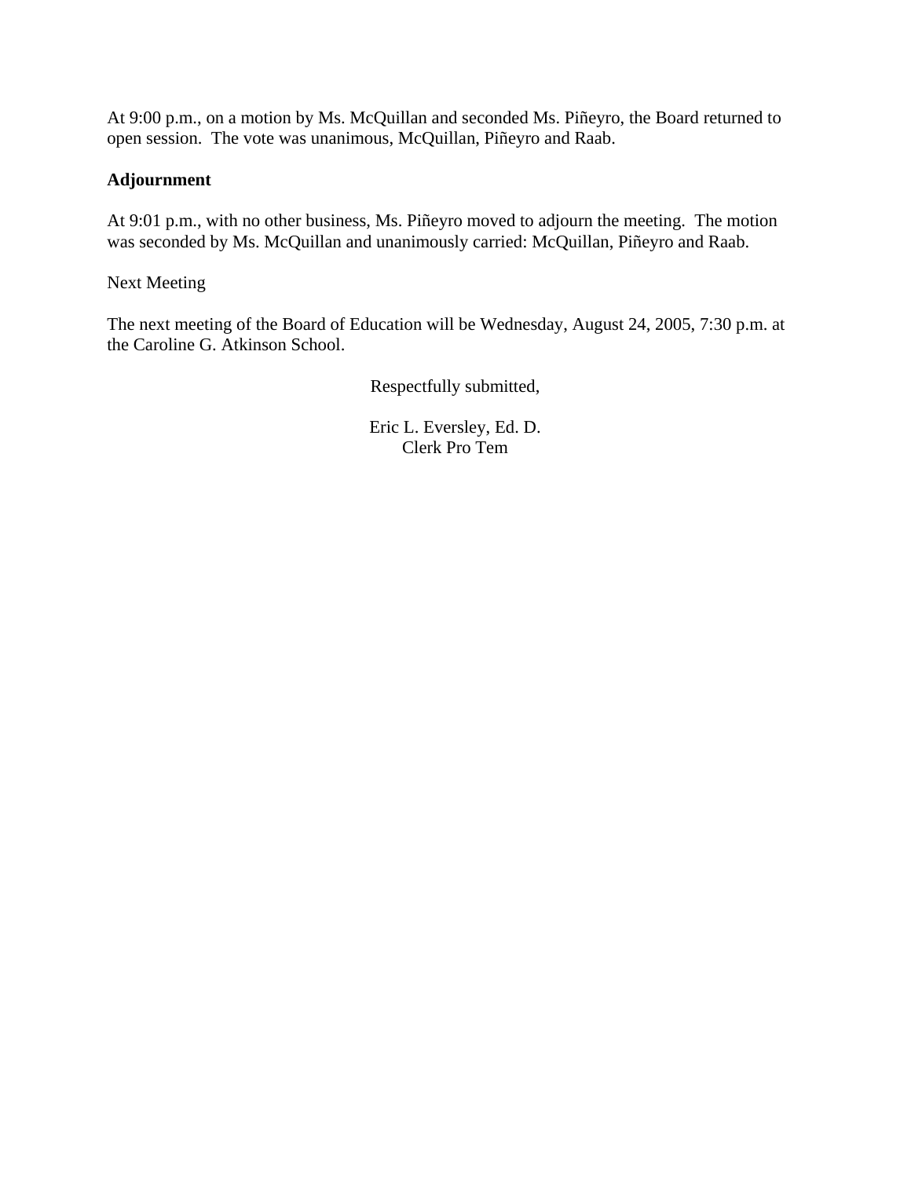At 9:00 p.m., on a motion by Ms. McQuillan and seconded Ms. Piñeyro, the Board returned to open session. The vote was unanimous, McQuillan, Piñeyro and Raab.

**Adjournment**

At 9:01 p.m., with no other business, Ms. Piñeyro moved to adjourn the meeting. The motion was seconded by Ms. McQuillan and unanimously carried: McQuillan, Piñeyro and Raab.

Next Meeting

The next meeting of the Board of Education will be Wednesday, August 24, 2005, 7:30 p.m. at the Caroline G. Atkinson School.

Respectfully submitted,

Eric L. Eversley, Ed. D.
Clerk Pro Tem